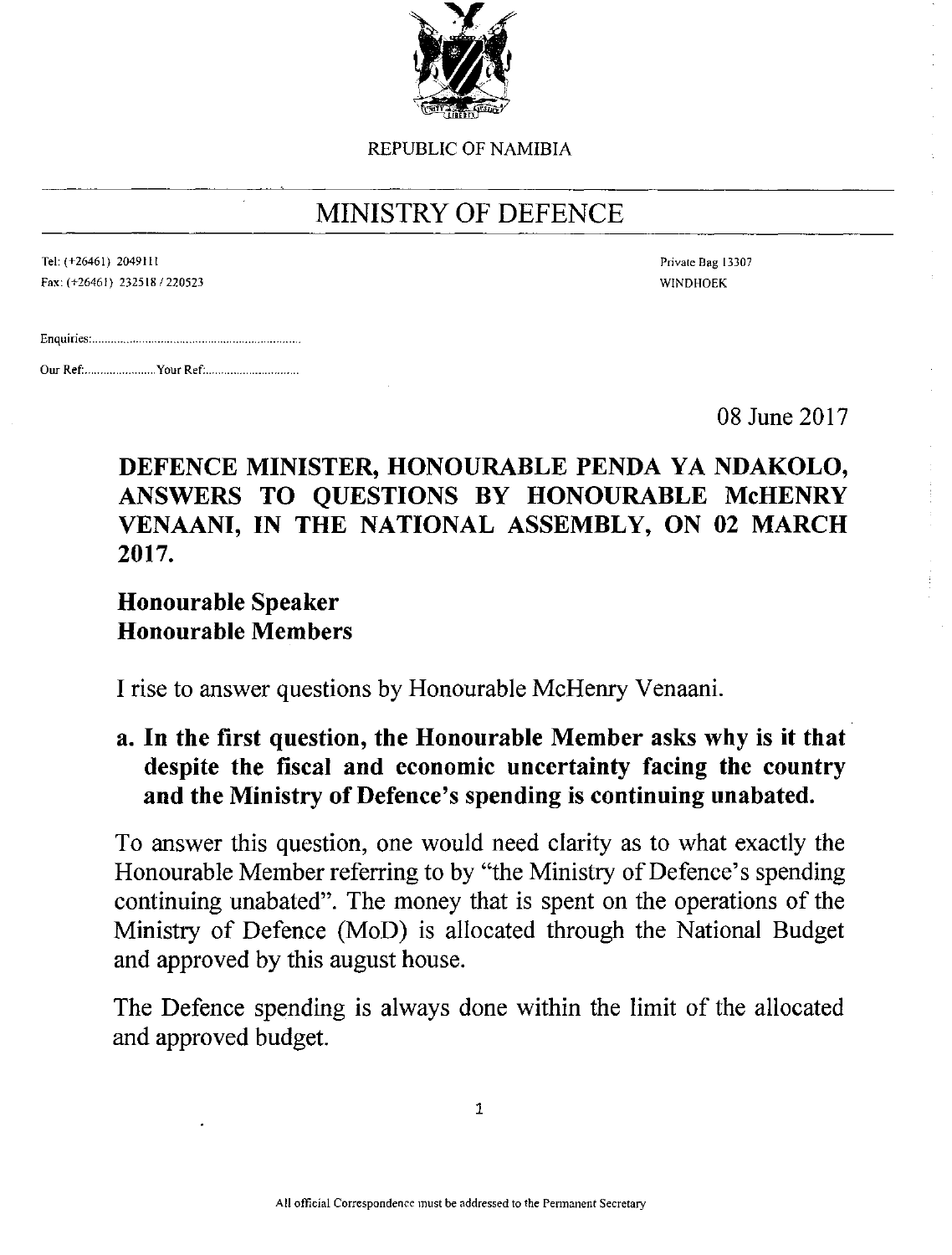REPUBLIC OF NAMIBIA

# MINISTRY OF DEFENCE

Tel: (+26461) 2049111
Fax: (+26461) 232518 / 220523

Private Bag 13307
WINDHOEK

Enquiries:...................................................................

Our Ref:........................ Your Ref:..............................

08 June 2017

**DEFENCE MINISTER, HONOURABLE PENDA YA NDAKOLO, ANSWERS TO QUESTIONS BY HONOURABLE McHENRY VENAANI, IN THE NATIONAL ASSEMBLY, ON 02 MARCH 2017.**

**Honourable Speaker**
**Honourable Members**

I rise to answer questions by Honourable McHenry Venaani.

**a. In the first question, the Honourable Member asks why is it that despite the fiscal and economic uncertainty facing the country and the Ministry of Defence's spending is continuing unabated.**

To answer this question, one would need clarity as to what exactly the Honourable Member referring to by "the Ministry of Defence's spending continuing unabated". The money that is spent on the operations of the Ministry of Defence (MoD) is allocated through the National Budget and approved by this august house.

The Defence spending is always done within the limit of the allocated and approved budget.

All official Correspondence must be addressed to the Permanent Secretary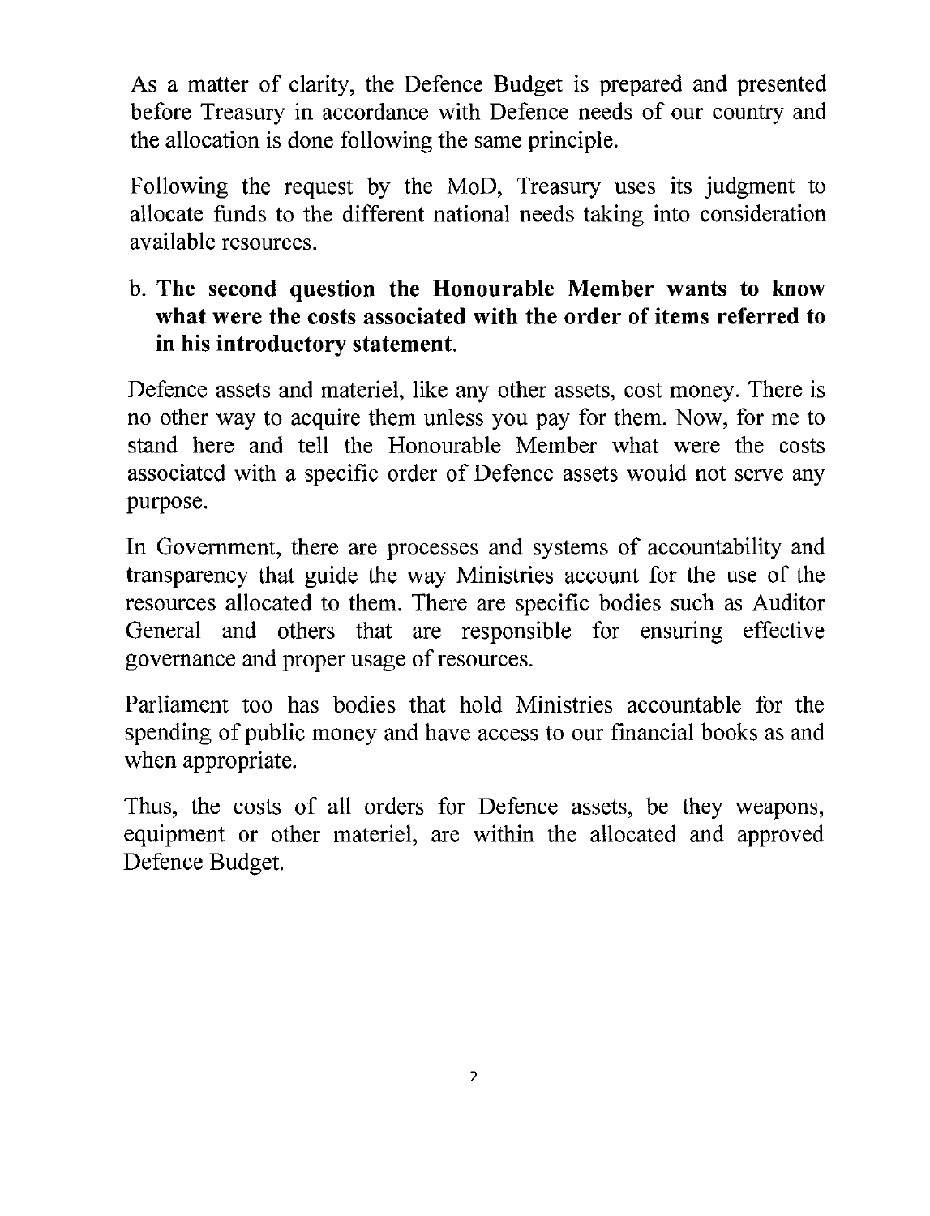As a matter of clarity, the Defence Budget is prepared and presented before Treasury in accordance with Defence needs of our country and the allocation is done following the same principle.

Following the request by the MoD, Treasury uses its judgment to allocate funds to the different national needs taking into consideration available resources.

b. **The second question the Honourable Member wants to know what were the costs associated with the order of items referred to in his introductory statement.**

Defence assets and materiel, like any other assets, cost money. There is no other way to acquire them unless you pay for them. Now, for me to stand here and tell the Honourable Member what were the costs associated with a specific order of Defence assets would not serve any purpose.

In Government, there are processes and systems of accountability and transparency that guide the way Ministries account for the use of the resources allocated to them. There are specific bodies such as Auditor General and others that are responsible for ensuring effective governance and proper usage of resources.

Parliament too has bodies that hold Ministries accountable for the spending of public money and have access to our financial books as and when appropriate.

Thus, the costs of all orders for Defence assets, be they weapons, equipment or other materiel, are within the allocated and approved Defence Budget.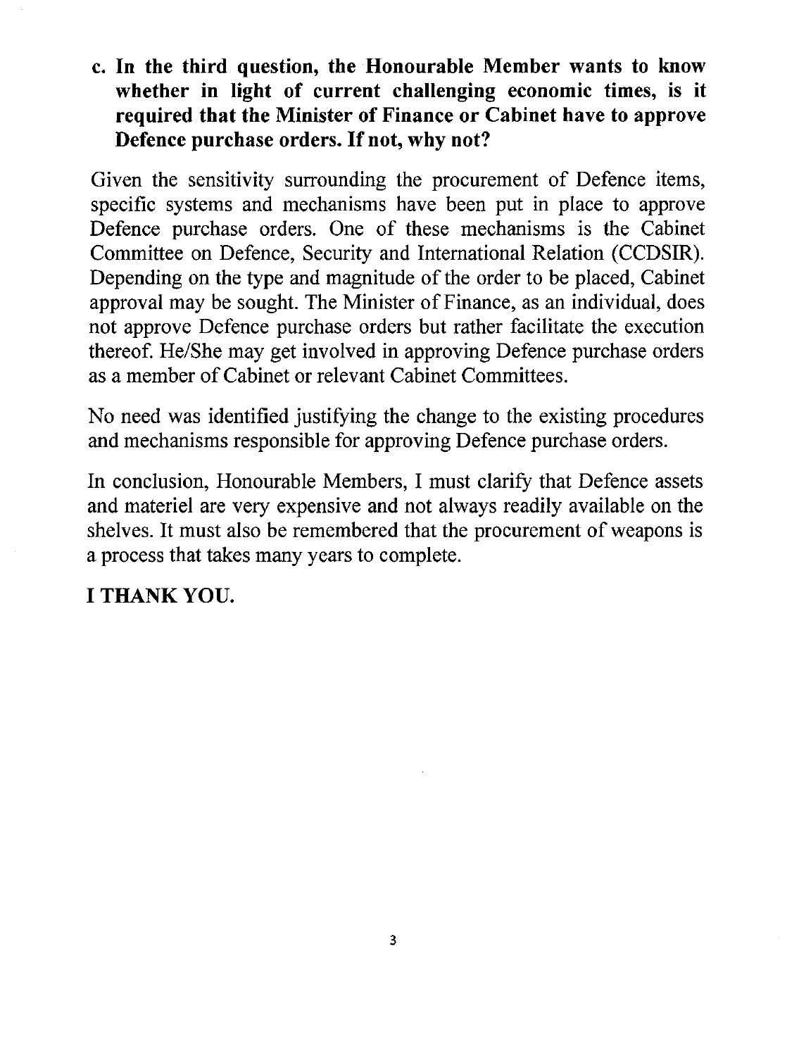**c. In the third question, the Honourable Member wants to know whether in light of current challenging economic times, is it required that the Minister of Finance or Cabinet have to approve Defence purchase orders. If not, why not?**

Given the sensitivity surrounding the procurement of Defence items, specific systems and mechanisms have been put in place to approve Defence purchase orders. One of these mechanisms is the Cabinet Committee on Defence, Security and International Relation (CCDSIR). Depending on the type and magnitude of the order to be placed, Cabinet approval may be sought. The Minister of Finance, as an individual, does not approve Defence purchase orders but rather facilitate the execution thereof. He/She may get involved in approving Defence purchase orders as a member of Cabinet or relevant Cabinet Committees.

No need was identified justifying the change to the existing procedures and mechanisms responsible for approving Defence purchase orders.

In conclusion, Honourable Members, I must clarify that Defence assets and materiel are very expensive and not always readily available on the shelves. It must also be remembered that the procurement of weapons is a process that takes many years to complete.

**I THANK YOU.**